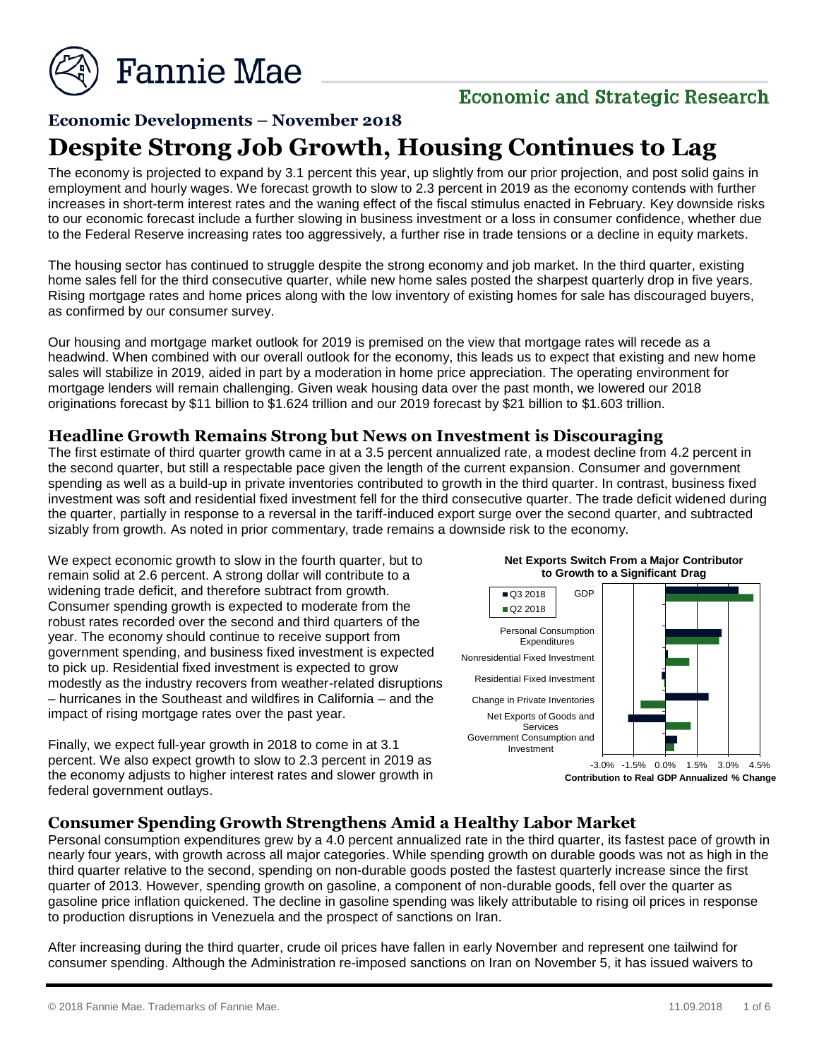# Fannie Mae

**Economic and Strategic Research**

## Economic Developments – November 2018

# Despite Strong Job Growth, Housing Continues to Lag

The economy is projected to expand by 3.1 percent this year, up slightly from our prior projection, and post solid gains in employment and hourly wages. We forecast growth to slow to 2.3 percent in 2019 as the economy contends with further increases in short-term interest rates and the waning effect of the fiscal stimulus enacted in February. Key downside risks to our economic forecast include a further slowing in business investment or a loss in consumer confidence, whether due to the Federal Reserve increasing rates too aggressively, a further rise in trade tensions or a decline in equity markets.

The housing sector has continued to struggle despite the strong economy and job market. In the third quarter, existing home sales fell for the third consecutive quarter, while new home sales posted the sharpest quarterly drop in five years. Rising mortgage rates and home prices along with the low inventory of existing homes for sale has discouraged buyers, as confirmed by our consumer survey.

Our housing and mortgage market outlook for 2019 is premised on the view that mortgage rates will recede as a headwind. When combined with our overall outlook for the economy, this leads us to expect that existing and new home sales will stabilize in 2019, aided in part by a moderation in home price appreciation. The operating environment for mortgage lenders will remain challenging. Given weak housing data over the past month, we lowered our 2018 originations forecast by $11 billion to $1.624 trillion and our 2019 forecast by $21 billion to $1.603 trillion.

### Headline Growth Remains Strong but News on Investment is Discouraging

The first estimate of third quarter growth came in at a 3.5 percent annualized rate, a modest decline from 4.2 percent in the second quarter, but still a respectable pace given the length of the current expansion. Consumer and government spending as well as a build-up in private inventories contributed to growth in the third quarter. In contrast, business fixed investment was soft and residential fixed investment fell for the third consecutive quarter. The trade deficit widened during the quarter, partially in response to a reversal in the tariff-induced export surge over the second quarter, and subtracted sizably from growth. As noted in prior commentary, trade remains a downside risk to the economy.

We expect economic growth to slow in the fourth quarter, but to remain solid at 2.6 percent. A strong dollar will contribute to a widening trade deficit, and therefore subtract from growth. Consumer spending growth is expected to moderate from the robust rates recorded over the second and third quarters of the year. The economy should continue to receive support from government spending, and business fixed investment is expected to pick up. Residential fixed investment is expected to grow modestly as the industry recovers from weather-related disruptions – hurricanes in the Southeast and wildfires in California – and the impact of rising mortgage rates over the past year.

Finally, we expect full-year growth in 2018 to come in at 3.1 percent. We also expect growth to slow to 2.3 percent in 2019 as the economy adjusts to higher interest rates and slower growth in federal government outlays.

**Net Exports Switch From a Major Contributor to Growth to a Significant Drag**

(Chart: Contribution to Real GDP Annualized % Change; series Q3 2018 and Q2 2018; categories: GDP, Personal Consumption Expenditures, Nonresidential Fixed Investment, Residential Fixed Investment, Change in Private Inventories, Net Exports of Goods and Services, Government Consumption and Investment; axis -3.0% to 4.5%)

### Consumer Spending Growth Strengthens Amid a Healthy Labor Market

Personal consumption expenditures grew by a 4.0 percent annualized rate in the third quarter, its fastest pace of growth in nearly four years, with growth across all major categories. While spending growth on durable goods was not as high in the third quarter relative to the second, spending on non-durable goods posted the fastest quarterly increase since the first quarter of 2013. However, spending growth on gasoline, a component of non-durable goods, fell over the quarter as gasoline price inflation quickened. The decline in gasoline spending was likely attributable to rising oil prices in response to production disruptions in Venezuela and the prospect of sanctions on Iran.

After increasing during the third quarter, crude oil prices have fallen in early November and represent one tailwind for consumer spending. Although the Administration re-imposed sanctions on Iran on November 5, it has issued waivers to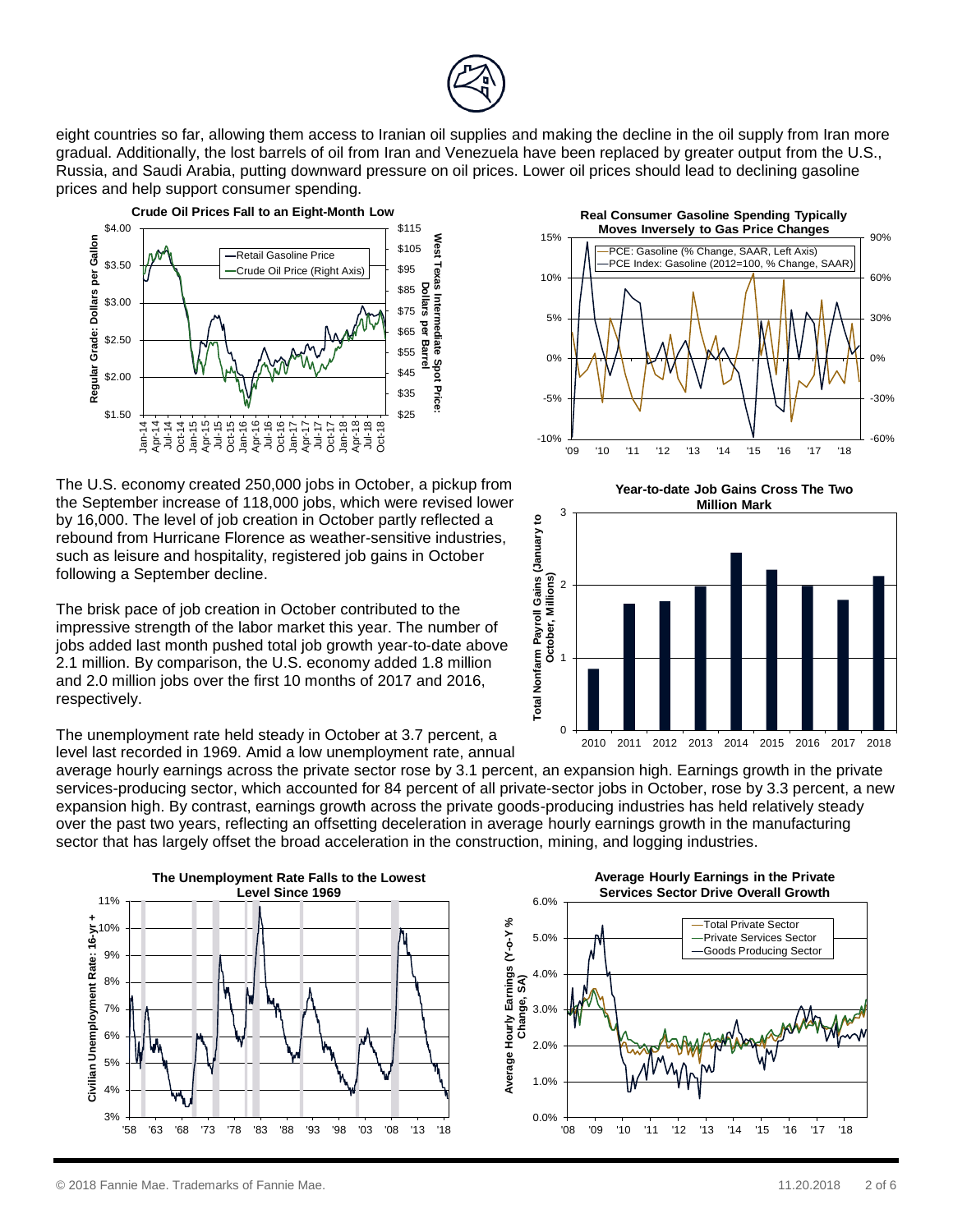eight countries so far, allowing them access to Iranian oil supplies and making the decline in the oil supply from Iran more gradual. Additionally, the lost barrels of oil from Iran and Venezuela have been replaced by greater output from the U.S., Russia, and Saudi Arabia, putting downward pressure on oil prices. Lower oil prices should lead to declining gasoline prices and help support consumer spending.

**Crude Oil Prices Fall to an Eight-Month Low**

**Real Consumer Gasoline Spending Typically Moves Inversely to Gas Price Changes**

The U.S. economy created 250,000 jobs in October, a pickup from the September increase of 118,000 jobs, which were revised lower by 16,000. The level of job creation in October partly reflected a rebound from Hurricane Florence as weather-sensitive industries, such as leisure and hospitality, registered job gains in October following a September decline.

The brisk pace of job creation in October contributed to the impressive strength of the labor market this year. The number of jobs added last month pushed total job growth year-to-date above 2.1 million. By comparison, the U.S. economy added 1.8 million and 2.0 million jobs over the first 10 months of 2017 and 2016, respectively.

**Year-to-date Job Gains Cross The Two Million Mark**

The unemployment rate held steady in October at 3.7 percent, a level last recorded in 1969. Amid a low unemployment rate, annual average hourly earnings across the private sector rose by 3.1 percent, an expansion high. Earnings growth in the private services-producing sector, which accounted for 84 percent of all private-sector jobs in October, rose by 3.3 percent, a new expansion high. By contrast, earnings growth across the private goods-producing industries has held relatively steady over the past two years, reflecting an offsetting deceleration in average hourly earnings growth in the manufacturing sector that has largely offset the broad acceleration in the construction, mining, and logging industries.

**The Unemployment Rate Falls to the Lowest Level Since 1969**

**Average Hourly Earnings in the Private Services Sector Drive Overall Growth**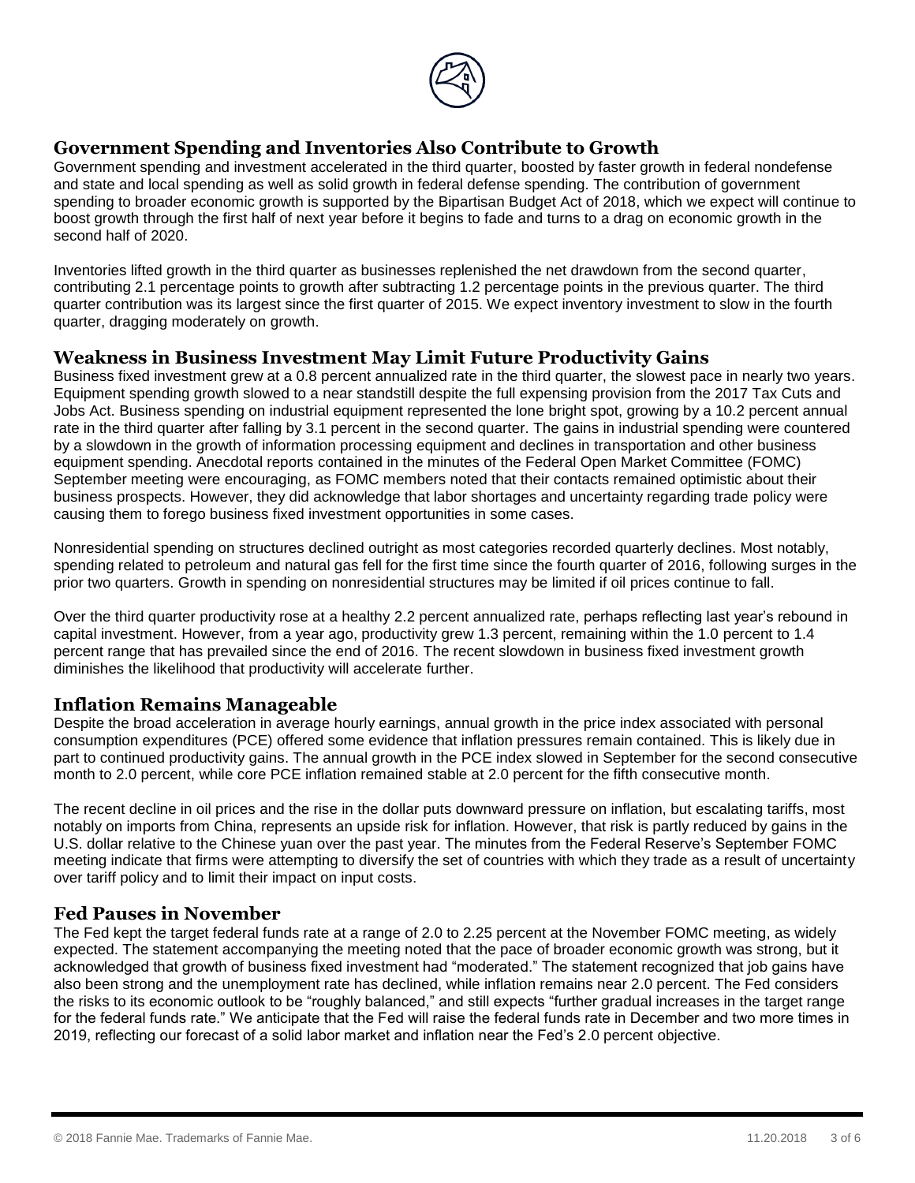## Government Spending and Inventories Also Contribute to Growth

Government spending and investment accelerated in the third quarter, boosted by faster growth in federal nondefense and state and local spending as well as solid growth in federal defense spending. The contribution of government spending to broader economic growth is supported by the Bipartisan Budget Act of 2018, which we expect will continue to boost growth through the first half of next year before it begins to fade and turns to a drag on economic growth in the second half of 2020.

Inventories lifted growth in the third quarter as businesses replenished the net drawdown from the second quarter, contributing 2.1 percentage points to growth after subtracting 1.2 percentage points in the previous quarter. The third quarter contribution was its largest since the first quarter of 2015. We expect inventory investment to slow in the fourth quarter, dragging moderately on growth.

## Weakness in Business Investment May Limit Future Productivity Gains

Business fixed investment grew at a 0.8 percent annualized rate in the third quarter, the slowest pace in nearly two years. Equipment spending growth slowed to a near standstill despite the full expensing provision from the 2017 Tax Cuts and Jobs Act. Business spending on industrial equipment represented the lone bright spot, growing by a 10.2 percent annual rate in the third quarter after falling by 3.1 percent in the second quarter. The gains in industrial spending were countered by a slowdown in the growth of information processing equipment and declines in transportation and other business equipment spending. Anecdotal reports contained in the minutes of the Federal Open Market Committee (FOMC) September meeting were encouraging, as FOMC members noted that their contacts remained optimistic about their business prospects. However, they did acknowledge that labor shortages and uncertainty regarding trade policy were causing them to forego business fixed investment opportunities in some cases.

Nonresidential spending on structures declined outright as most categories recorded quarterly declines. Most notably, spending related to petroleum and natural gas fell for the first time since the fourth quarter of 2016, following surges in the prior two quarters. Growth in spending on nonresidential structures may be limited if oil prices continue to fall.

Over the third quarter productivity rose at a healthy 2.2 percent annualized rate, perhaps reflecting last year's rebound in capital investment. However, from a year ago, productivity grew 1.3 percent, remaining within the 1.0 percent to 1.4 percent range that has prevailed since the end of 2016. The recent slowdown in business fixed investment growth diminishes the likelihood that productivity will accelerate further.

## Inflation Remains Manageable

Despite the broad acceleration in average hourly earnings, annual growth in the price index associated with personal consumption expenditures (PCE) offered some evidence that inflation pressures remain contained. This is likely due in part to continued productivity gains. The annual growth in the PCE index slowed in September for the second consecutive month to 2.0 percent, while core PCE inflation remained stable at 2.0 percent for the fifth consecutive month.

The recent decline in oil prices and the rise in the dollar puts downward pressure on inflation, but escalating tariffs, most notably on imports from China, represents an upside risk for inflation. However, that risk is partly reduced by gains in the U.S. dollar relative to the Chinese yuan over the past year. The minutes from the Federal Reserve's September FOMC meeting indicate that firms were attempting to diversify the set of countries with which they trade as a result of uncertainty over tariff policy and to limit their impact on input costs.

## Fed Pauses in November

The Fed kept the target federal funds rate at a range of 2.0 to 2.25 percent at the November FOMC meeting, as widely expected. The statement accompanying the meeting noted that the pace of broader economic growth was strong, but it acknowledged that growth of business fixed investment had "moderated." The statement recognized that job gains have also been strong and the unemployment rate has declined, while inflation remains near 2.0 percent. The Fed considers the risks to its economic outlook to be "roughly balanced," and still expects "further gradual increases in the target range for the federal funds rate." We anticipate that the Fed will raise the federal funds rate in December and two more times in 2019, reflecting our forecast of a solid labor market and inflation near the Fed's 2.0 percent objective.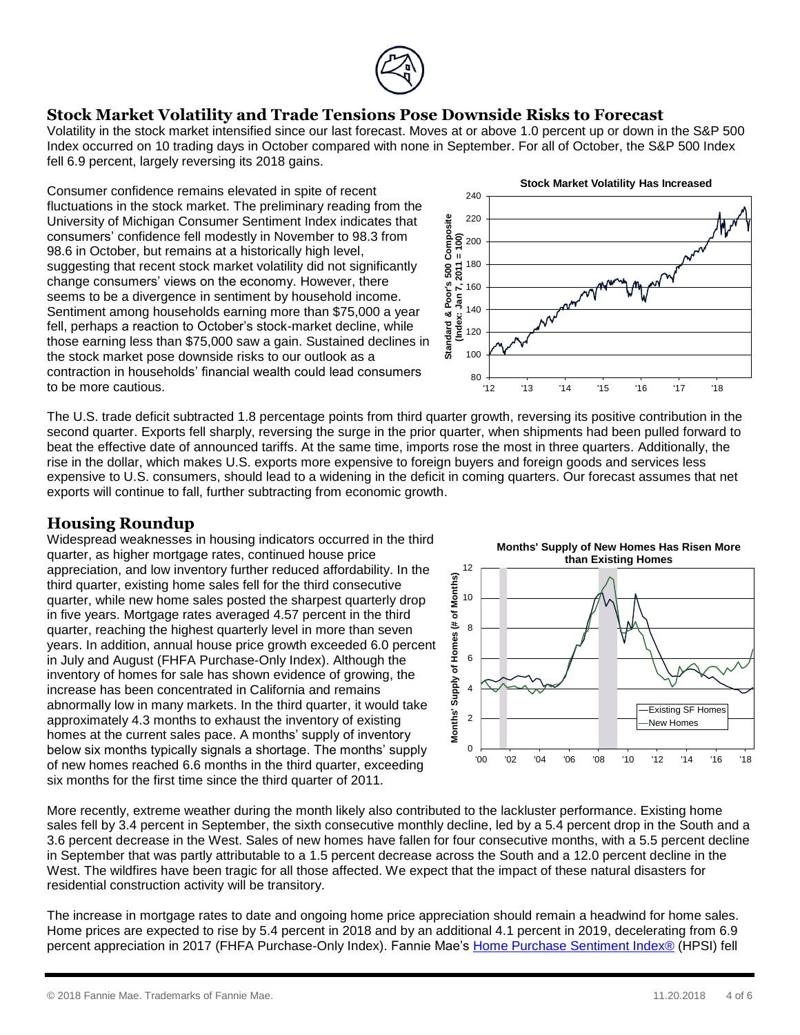## Stock Market Volatility and Trade Tensions Pose Downside Risks to Forecast

Volatility in the stock market intensified since our last forecast. Moves at or above 1.0 percent up or down in the S&P 500 Index occurred on 10 trading days in October compared with none in September. For all of October, the S&P 500 Index fell 6.9 percent, largely reversing its 2018 gains.

Consumer confidence remains elevated in spite of recent fluctuations in the stock market. The preliminary reading from the University of Michigan Consumer Sentiment Index indicates that consumers' confidence fell modestly in November to 98.3 from 98.6 in October, but remains at a historically high level, suggesting that recent stock market volatility did not significantly change consumers' views on the economy. However, there seems to be a divergence in sentiment by household income. Sentiment among households earning more than $75,000 a year fell, perhaps a reaction to October's stock-market decline, while those earning less than $75,000 saw a gain. Sustained declines in the stock market pose downside risks to our outlook as a contraction in households' financial wealth could lead consumers to be more cautious.

**Stock Market Volatility Has Increased**

The U.S. trade deficit subtracted 1.8 percentage points from third quarter growth, reversing its positive contribution in the second quarter. Exports fell sharply, reversing the surge in the prior quarter, when shipments had been pulled forward to beat the effective date of announced tariffs. At the same time, imports rose the most in three quarters. Additionally, the rise in the dollar, which makes U.S. exports more expensive to foreign buyers and foreign goods and services less expensive to U.S. consumers, should lead to a widening in the deficit in coming quarters. Our forecast assumes that net exports will continue to fall, further subtracting from economic growth.

## Housing Roundup

Widespread weaknesses in housing indicators occurred in the third quarter, as higher mortgage rates, continued house price appreciation, and low inventory further reduced affordability. In the third quarter, existing home sales fell for the third consecutive quarter, while new home sales posted the sharpest quarterly drop in five years. Mortgage rates averaged 4.57 percent in the third quarter, reaching the highest quarterly level in more than seven years. In addition, annual house price growth exceeded 6.0 percent in July and August (FHFA Purchase-Only Index). Although the inventory of homes for sale has shown evidence of growing, the increase has been concentrated in California and remains abnormally low in many markets. In the third quarter, it would take approximately 4.3 months to exhaust the inventory of existing homes at the current sales pace. A months' supply of inventory below six months typically signals a shortage. The months' supply of new homes reached 6.6 months in the third quarter, exceeding six months for the first time since the third quarter of 2011.

**Months' Supply of New Homes Has Risen More than Existing Homes**

More recently, extreme weather during the month likely also contributed to the lackluster performance. Existing home sales fell by 3.4 percent in September, the sixth consecutive monthly decline, led by a 5.4 percent drop in the South and a 3.6 percent decrease in the West. Sales of new homes have fallen for four consecutive months, with a 5.5 percent decline in September that was partly attributable to a 1.5 percent decrease across the South and a 12.0 percent decline in the West. The wildfires have been tragic for all those affected. We expect that the impact of these natural disasters for residential construction activity will be transitory.

The increase in mortgage rates to date and ongoing home price appreciation should remain a headwind for home sales. Home prices are expected to rise by 5.4 percent in 2018 and by an additional 4.1 percent in 2019, decelerating from 6.9 percent appreciation in 2017 (FHFA Purchase-Only Index). Fannie Mae's Home Purchase Sentiment Index® (HPSI) fell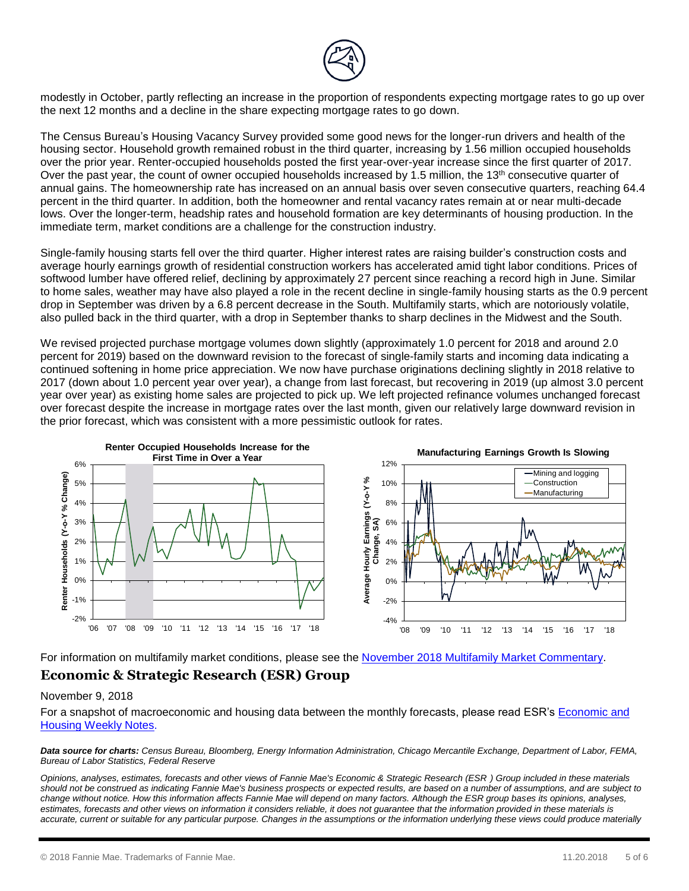modestly in October, partly reflecting an increase in the proportion of respondents expecting mortgage rates to go up over the next 12 months and a decline in the share expecting mortgage rates to go down.

The Census Bureau's Housing Vacancy Survey provided some good news for the longer-run drivers and health of the housing sector. Household growth remained robust in the third quarter, increasing by 1.56 million occupied households over the prior year. Renter-occupied households posted the first year-over-year increase since the first quarter of 2017. Over the past year, the count of owner occupied households increased by 1.5 million, the 13th consecutive quarter of annual gains. The homeownership rate has increased on an annual basis over seven consecutive quarters, reaching 64.4 percent in the third quarter. In addition, both the homeowner and rental vacancy rates remain at or near multi-decade lows. Over the longer-term, headship rates and household formation are key determinants of housing production. In the immediate term, market conditions are a challenge for the construction industry.

Single-family housing starts fell over the third quarter. Higher interest rates are raising builder's construction costs and average hourly earnings growth of residential construction workers has accelerated amid tight labor conditions. Prices of softwood lumber have offered relief, declining by approximately 27 percent since reaching a record high in June. Similar to home sales, weather may have also played a role in the recent decline in single-family housing starts as the 0.9 percent drop in September was driven by a 6.8 percent decrease in the South. Multifamily starts, which are notoriously volatile, also pulled back in the third quarter, with a drop in September thanks to sharp declines in the Midwest and the South.

We revised projected purchase mortgage volumes down slightly (approximately 1.0 percent for 2018 and around 2.0 percent for 2019) based on the downward revision to the forecast of single-family starts and incoming data indicating a continued softening in home price appreciation. We now have purchase originations declining slightly in 2018 relative to 2017 (down about 1.0 percent year over year), a change from last forecast, but recovering in 2019 (up almost 3.0 percent year over year) as existing home sales are projected to pick up. We left projected refinance volumes unchanged forecast over forecast despite the increase in mortgage rates over the last month, given our relatively large downward revision in the prior forecast, which was consistent with a more pessimistic outlook for rates.

**Renter Occupied Households Increase for the First Time in Over a Year**

**Manufacturing Earnings Growth Is Slowing**

For information on multifamily market conditions, please see the November 2018 Multifamily Market Commentary.

## Economic & Strategic Research (ESR) Group

November 9, 2018

For a snapshot of macroeconomic and housing data between the monthly forecasts, please read ESR's Economic and Housing Weekly Notes.

***Data source for charts:*** *Census Bureau, Bloomberg, Energy Information Administration, Chicago Mercantile Exchange, Department of Labor, FEMA, Bureau of Labor Statistics, Federal Reserve*

*Opinions, analyses, estimates, forecasts and other views of Fannie Mae's Economic & Strategic Research (ESR ) Group included in these materials should not be construed as indicating Fannie Mae's business prospects or expected results, are based on a number of assumptions, and are subject to change without notice. How this information affects Fannie Mae will depend on many factors. Although the ESR group bases its opinions, analyses, estimates, forecasts and other views on information it considers reliable, it does not guarantee that the information provided in these materials is accurate, current or suitable for any particular purpose. Changes in the assumptions or the information underlying these views could produce materially*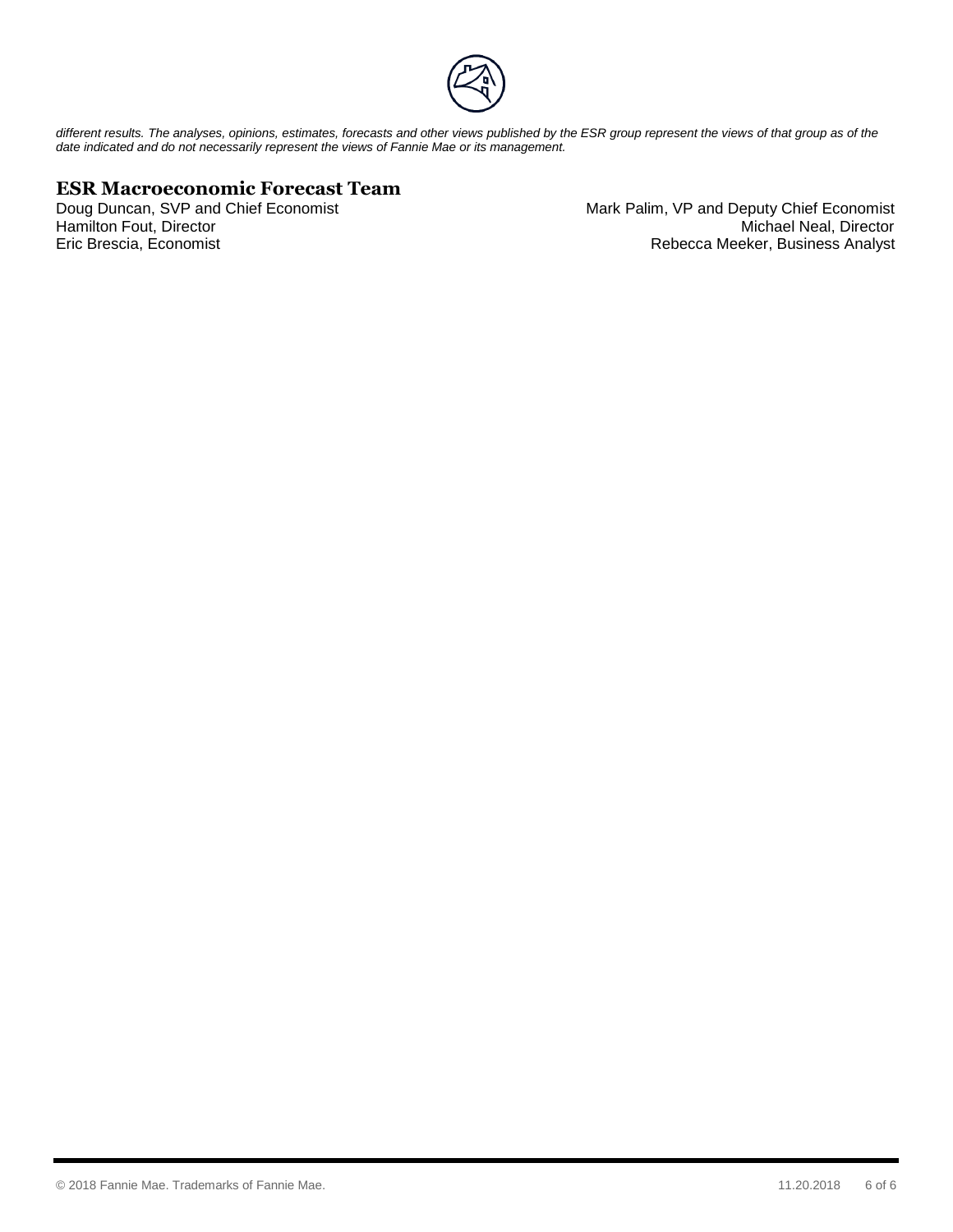*different results. The analyses, opinions, estimates, forecasts and other views published by the ESR group represent the views of that group as of the date indicated and do not necessarily represent the views of Fannie Mae or its management.*

## ESR Macroeconomic Forecast Team

Doug Duncan, SVP and Chief Economist
Hamilton Fout, Director
Eric Brescia, Economist

Mark Palim, VP and Deputy Chief Economist
Michael Neal, Director
Rebecca Meeker, Business Analyst

© 2018 Fannie Mae. Trademarks of Fannie Mae.